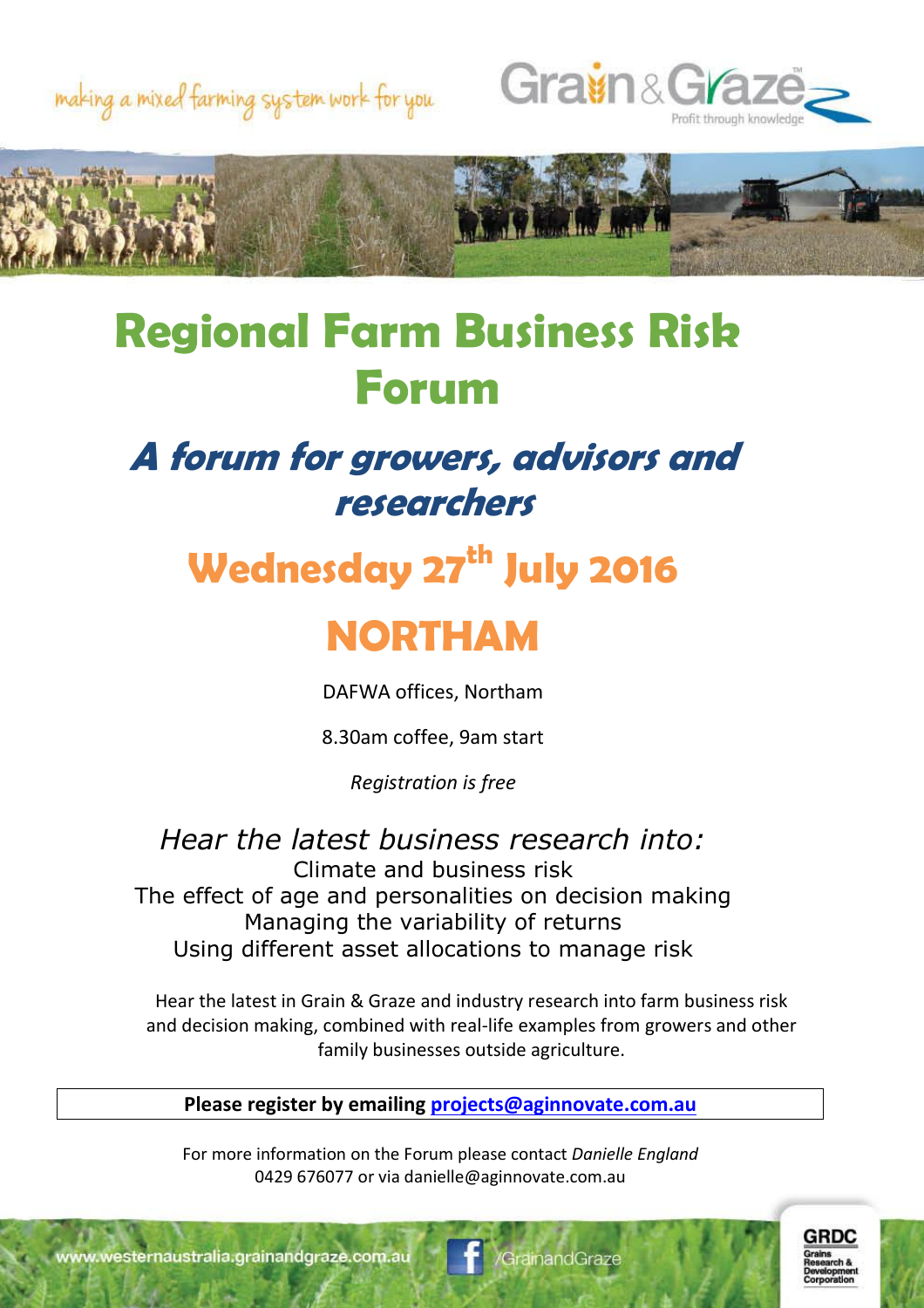making a mixed farming system work for you

Grain & Graze
Profit through knowledge

# Regional Farm Business Risk Forum

## *A forum for growers, advisors and researchers*

## Wednesday 27th July 2016

# NORTHAM

DAFWA offices, Northam

8.30am coffee, 9am start

*Registration is free*

*Hear the latest business research into:*

Climate and business risk
The effect of age and personalities on decision making
Managing the variability of returns
Using different asset allocations to manage risk

Hear the latest in Grain & Graze and industry research into farm business risk and decision making, combined with real-life examples from growers and other family businesses outside agriculture.

**Please register by emailing projects@aginnovate.com.au**

For more information on the Forum please contact *Danielle England*
0429 676077 or via danielle@aginnovate.com.au

www.westernaustralia.grainandgraze.com.au

/GrainandGraze

GRDC Grains Research & Development Corporation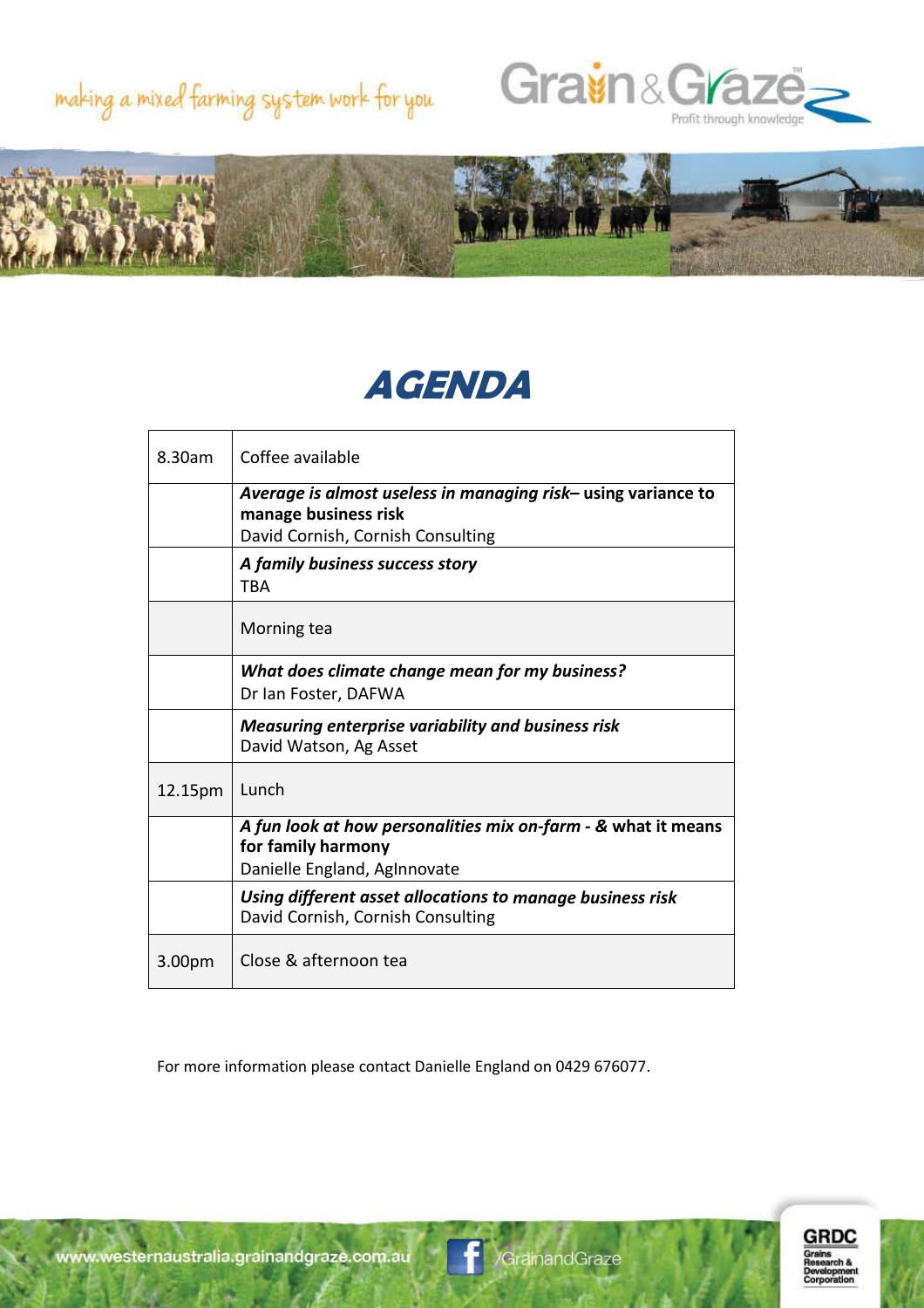making a mixed farming system work for you

Grain & Graze
Profit through knowledge

# AGENDA

| | |
|---|---|
| 8.30am | Coffee available |
| | ***Average is almost useless in managing risk*– using variance to manage business risk**<br>David Cornish, Cornish Consulting |
| | ***A family business success story***<br>TBA |
| | Morning tea |
| | ***What does climate change mean for my business?***<br>Dr Ian Foster, DAFWA |
| | ***Measuring enterprise variability and business risk***<br>David Watson, Ag Asset |
| 12.15pm | Lunch |
| | ***A fun look at how personalities mix on-farm* - & what it means for family harmony**<br>Danielle England, AgInnovate |
| | ***Using different asset allocations to manage business risk***<br>David Cornish, Cornish Consulting |
| 3.00pm | Close & afternoon tea |

For more information please contact Danielle England on 0429 676077.

www.westernaustralia.grainandgraze.com.au /GrainandGraze

GRDC Grains Research & Development Corporation